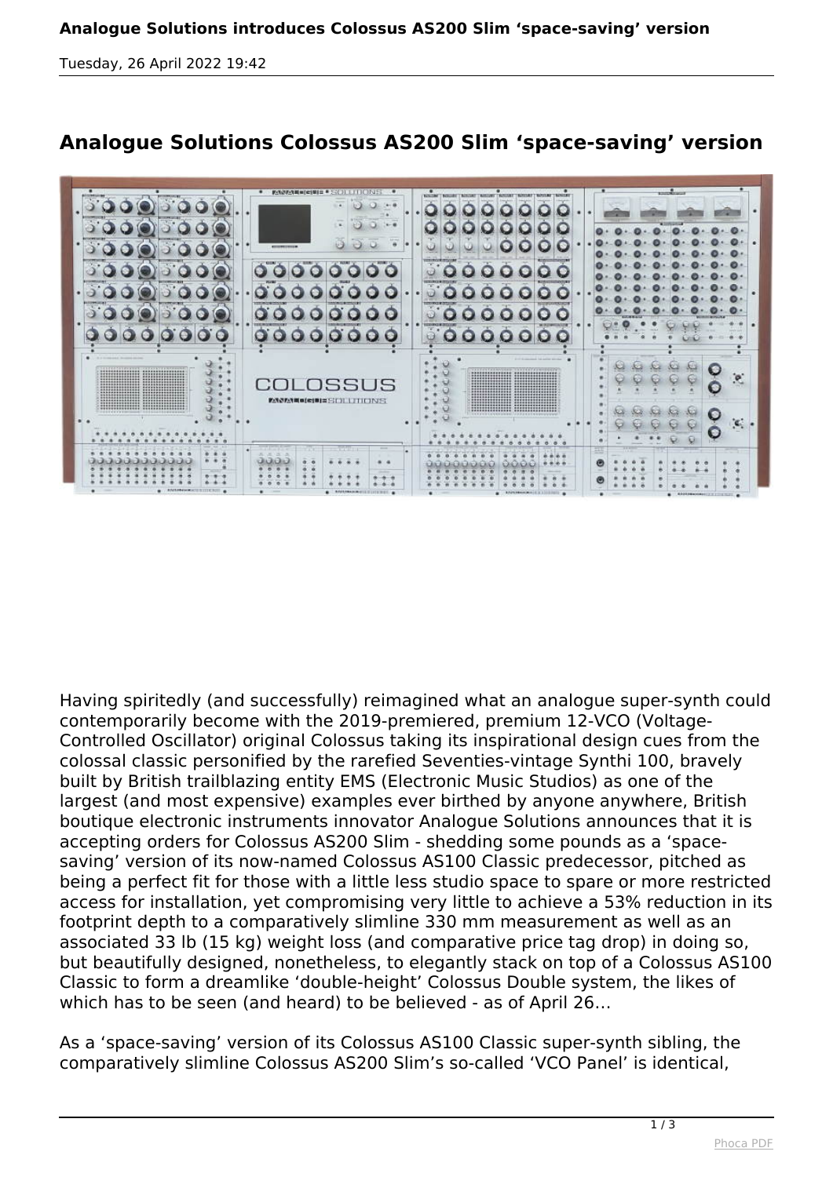# Analogue Solutions Colossus AS200 Slim 'space-saving' version

Having spiritedly (and successfully) reimagined what an analogue super-synth could contemporarily become with the 2019-premiered, premium 12-VCO (Voltage-Controlled Oscillator) original Colossus taking its inspirational design cues from the colossal classic personified by the rarefied Seventies-vintage Synthi 100, bravely built by British trailblazing entity EMS (Electronic Music Studios) as one of the largest (and most expensive) examples ever birthed by anyone anywhere, British boutique electronic instruments innovator Analogue Solutions announces that it is accepting orders for Colossus AS200 Slim - shedding some pounds as a 'space-saving' version of its now-named Colossus AS100 Classic predecessor, pitched as being a perfect fit for those with a little less studio space to spare or more restricted access for installation, yet compromising very little to achieve a 53% reduction in its footprint depth to a comparatively slimline 330 mm measurement as well as an associated 33 lb (15 kg) weight loss (and comparative price tag drop) in doing so, but beautifully designed, nonetheless, to elegantly stack on top of a Colossus AS100 Classic to form a dreamlike 'double-height' Colossus Double system, the likes of which has to be seen (and heard) to be believed - as of April 26…

As a 'space-saving' version of its Colossus AS100 Classic super-synth sibling, the comparatively slimline Colossus AS200 Slim's so-called 'VCO Panel' is identical,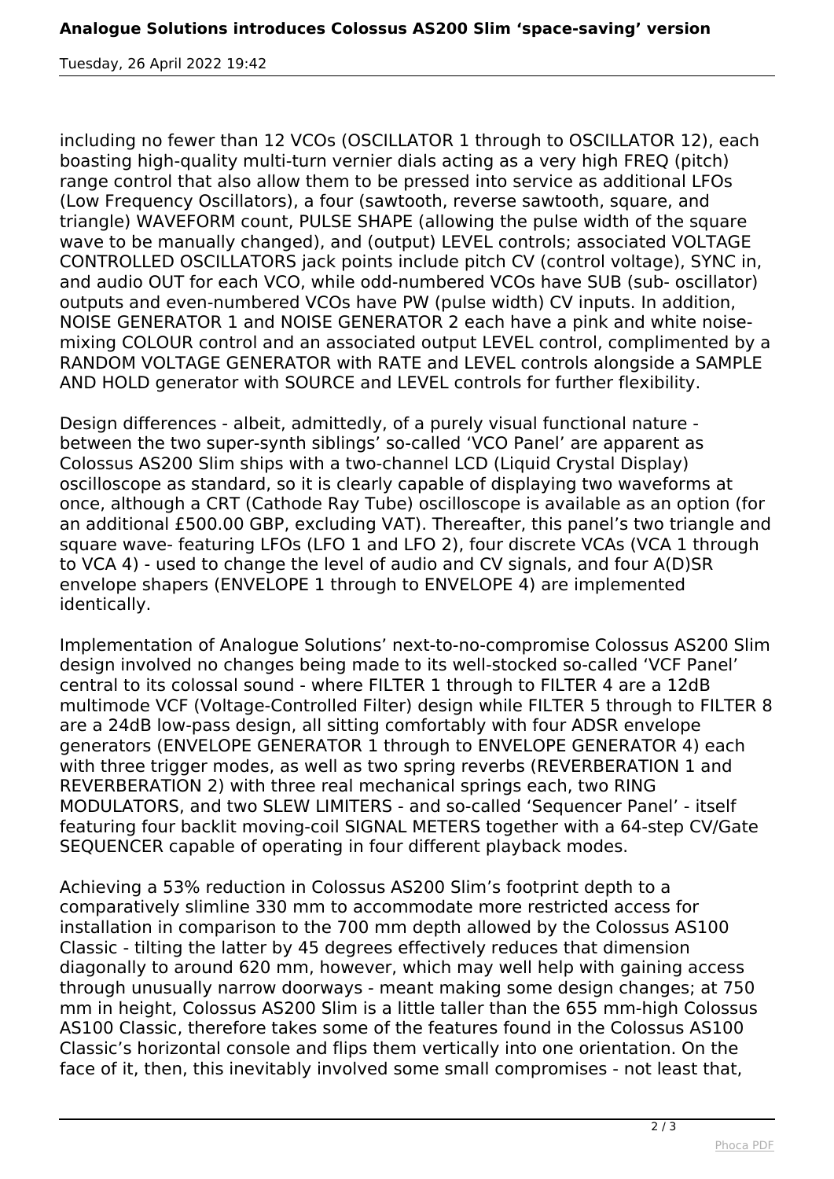including no fewer than 12 VCOs (OSCILLATOR 1 through to OSCILLATOR 12), each boasting high-quality multi-turn vernier dials acting as a very high FREQ (pitch) range control that also allow them to be pressed into service as additional LFOs (Low Frequency Oscillators), a four (sawtooth, reverse sawtooth, square, and triangle) WAVEFORM count, PULSE SHAPE (allowing the pulse width of the square wave to be manually changed), and (output) LEVEL controls; associated VOLTAGE CONTROLLED OSCILLATORS jack points include pitch CV (control voltage), SYNC in, and audio OUT for each VCO, while odd-numbered VCOs have SUB (sub- oscillator) outputs and even-numbered VCOs have PW (pulse width) CV inputs. In addition, NOISE GENERATOR 1 and NOISE GENERATOR 2 each have a pink and white noise-mixing COLOUR control and an associated output LEVEL control, complimented by a RANDOM VOLTAGE GENERATOR with RATE and LEVEL controls alongside a SAMPLE AND HOLD generator with SOURCE and LEVEL controls for further flexibility.

Design differences - albeit, admittedly, of a purely visual functional nature - between the two super-synth siblings' so-called 'VCO Panel' are apparent as Colossus AS200 Slim ships with a two-channel LCD (Liquid Crystal Display) oscilloscope as standard, so it is clearly capable of displaying two waveforms at once, although a CRT (Cathode Ray Tube) oscilloscope is available as an option (for an additional £500.00 GBP, excluding VAT). Thereafter, this panel's two triangle and square wave- featuring LFOs (LFO 1 and LFO 2), four discrete VCAs (VCA 1 through to VCA 4) - used to change the level of audio and CV signals, and four A(D)SR envelope shapers (ENVELOPE 1 through to ENVELOPE 4) are implemented identically.

Implementation of Analogue Solutions' next-to-no-compromise Colossus AS200 Slim design involved no changes being made to its well-stocked so-called 'VCF Panel' central to its colossal sound - where FILTER 1 through to FILTER 4 are a 12dB multimode VCF (Voltage-Controlled Filter) design while FILTER 5 through to FILTER 8 are a 24dB low-pass design, all sitting comfortably with four ADSR envelope generators (ENVELOPE GENERATOR 1 through to ENVELOPE GENERATOR 4) each with three trigger modes, as well as two spring reverbs (REVERBERATION 1 and REVERBERATION 2) with three real mechanical springs each, two RING MODULATORS, and two SLEW LIMITERS - and so-called 'Sequencer Panel' - itself featuring four backlit moving-coil SIGNAL METERS together with a 64-step CV/Gate SEQUENCER capable of operating in four different playback modes.

Achieving a 53% reduction in Colossus AS200 Slim's footprint depth to a comparatively slimline 330 mm to accommodate more restricted access for installation in comparison to the 700 mm depth allowed by the Colossus AS100 Classic - tilting the latter by 45 degrees effectively reduces that dimension diagonally to around 620 mm, however, which may well help with gaining access through unusually narrow doorways - meant making some design changes; at 750 mm in height, Colossus AS200 Slim is a little taller than the 655 mm-high Colossus AS100 Classic, therefore takes some of the features found in the Colossus AS100 Classic's horizontal console and flips them vertically into one orientation. On the face of it, then, this inevitably involved some small compromises - not least that,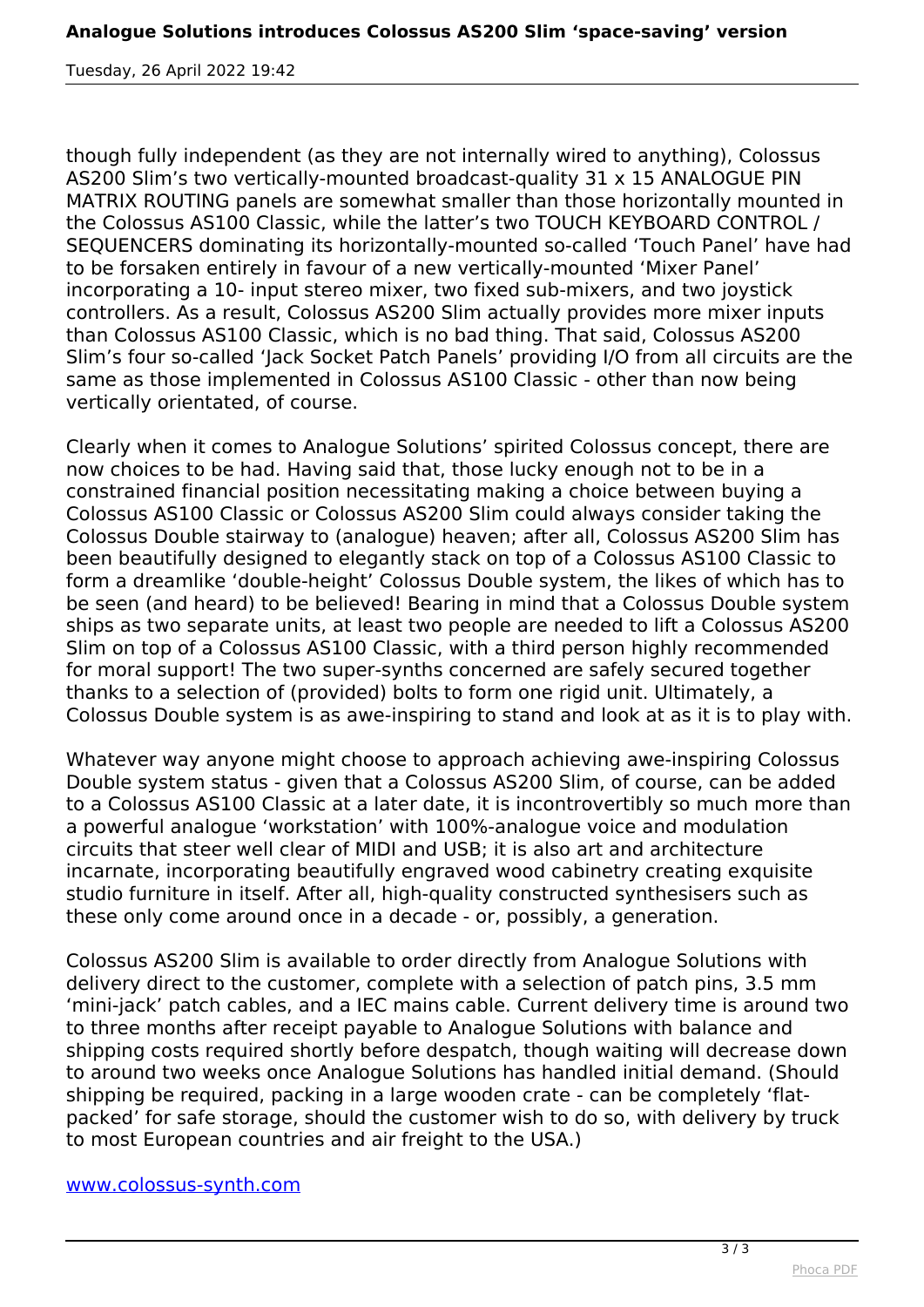though fully independent (as they are not internally wired to anything), Colossus AS200 Slim's two vertically-mounted broadcast-quality 31 x 15 ANALOGUE PIN MATRIX ROUTING panels are somewhat smaller than those horizontally mounted in the Colossus AS100 Classic, while the latter's two TOUCH KEYBOARD CONTROL / SEQUENCERS dominating its horizontally-mounted so-called 'Touch Panel' have had to be forsaken entirely in favour of a new vertically-mounted 'Mixer Panel' incorporating a 10- input stereo mixer, two fixed sub-mixers, and two joystick controllers. As a result, Colossus AS200 Slim actually provides more mixer inputs than Colossus AS100 Classic, which is no bad thing. That said, Colossus AS200 Slim's four so-called 'Jack Socket Patch Panels' providing I/O from all circuits are the same as those implemented in Colossus AS100 Classic - other than now being vertically orientated, of course.

Clearly when it comes to Analogue Solutions' spirited Colossus concept, there are now choices to be had. Having said that, those lucky enough not to be in a constrained financial position necessitating making a choice between buying a Colossus AS100 Classic or Colossus AS200 Slim could always consider taking the Colossus Double stairway to (analogue) heaven; after all, Colossus AS200 Slim has been beautifully designed to elegantly stack on top of a Colossus AS100 Classic to form a dreamlike 'double-height' Colossus Double system, the likes of which has to be seen (and heard) to be believed! Bearing in mind that a Colossus Double system ships as two separate units, at least two people are needed to lift a Colossus AS200 Slim on top of a Colossus AS100 Classic, with a third person highly recommended for moral support! The two super-synths concerned are safely secured together thanks to a selection of (provided) bolts to form one rigid unit. Ultimately, a Colossus Double system is as awe-inspiring to stand and look at as it is to play with.

Whatever way anyone might choose to approach achieving awe-inspiring Colossus Double system status - given that a Colossus AS200 Slim, of course, can be added to a Colossus AS100 Classic at a later date, it is incontrovertibly so much more than a powerful analogue 'workstation' with 100%-analogue voice and modulation circuits that steer well clear of MIDI and USB; it is also art and architecture incarnate, incorporating beautifully engraved wood cabinetry creating exquisite studio furniture in itself. After all, high-quality constructed synthesisers such as these only come around once in a decade - or, possibly, a generation.

Colossus AS200 Slim is available to order directly from Analogue Solutions with delivery direct to the customer, complete with a selection of patch pins, 3.5 mm 'mini-jack' patch cables, and a IEC mains cable. Current delivery time is around two to three months after receipt payable to Analogue Solutions with balance and shipping costs required shortly before despatch, though waiting will decrease down to around two weeks once Analogue Solutions has handled initial demand. (Should shipping be required, packing in a large wooden crate - can be completely 'flat-packed' for safe storage, should the customer wish to do so, with delivery by truck to most European countries and air freight to the USA.)

[www.colossus-synth.com](http://www.colossus-synth.com)